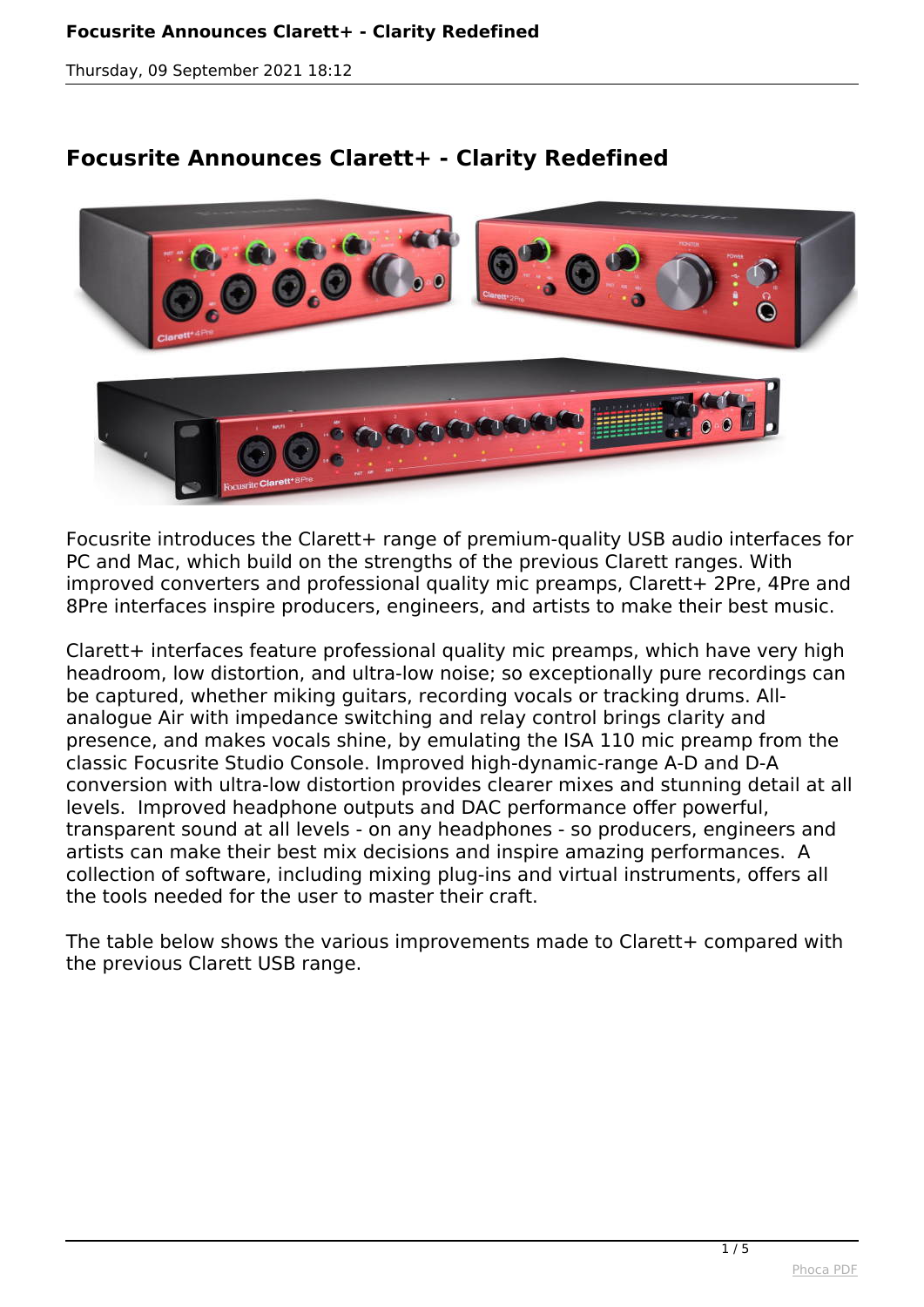# Focusrite Announces Clarett+ - Clarity Redefined

Focusrite introduces the Clarett+ range of premium-quality USB audio interfaces for PC and Mac, which build on the strengths of the previous Clarett ranges. With improved converters and professional quality mic preamps, Clarett+ 2Pre, 4Pre and 8Pre interfaces inspire producers, engineers, and artists to make their best music.

Clarett+ interfaces feature professional quality mic preamps, which have very high headroom, low distortion, and ultra-low noise; so exceptionally pure recordings can be captured, whether miking guitars, recording vocals or tracking drums. All-analogue Air with impedance switching and relay control brings clarity and presence, and makes vocals shine, by emulating the ISA 110 mic preamp from the classic Focusrite Studio Console. Improved high-dynamic-range A-D and D-A conversion with ultra-low distortion provides clearer mixes and stunning detail at all levels. Improved headphone outputs and DAC performance offer powerful, transparent sound at all levels - on any headphones - so producers, engineers and artists can make their best mix decisions and inspire amazing performances. A collection of software, including mixing plug-ins and virtual instruments, offers all the tools needed for the user to master their craft.

The table below shows the various improvements made to Clarett+ compared with the previous Clarett USB range.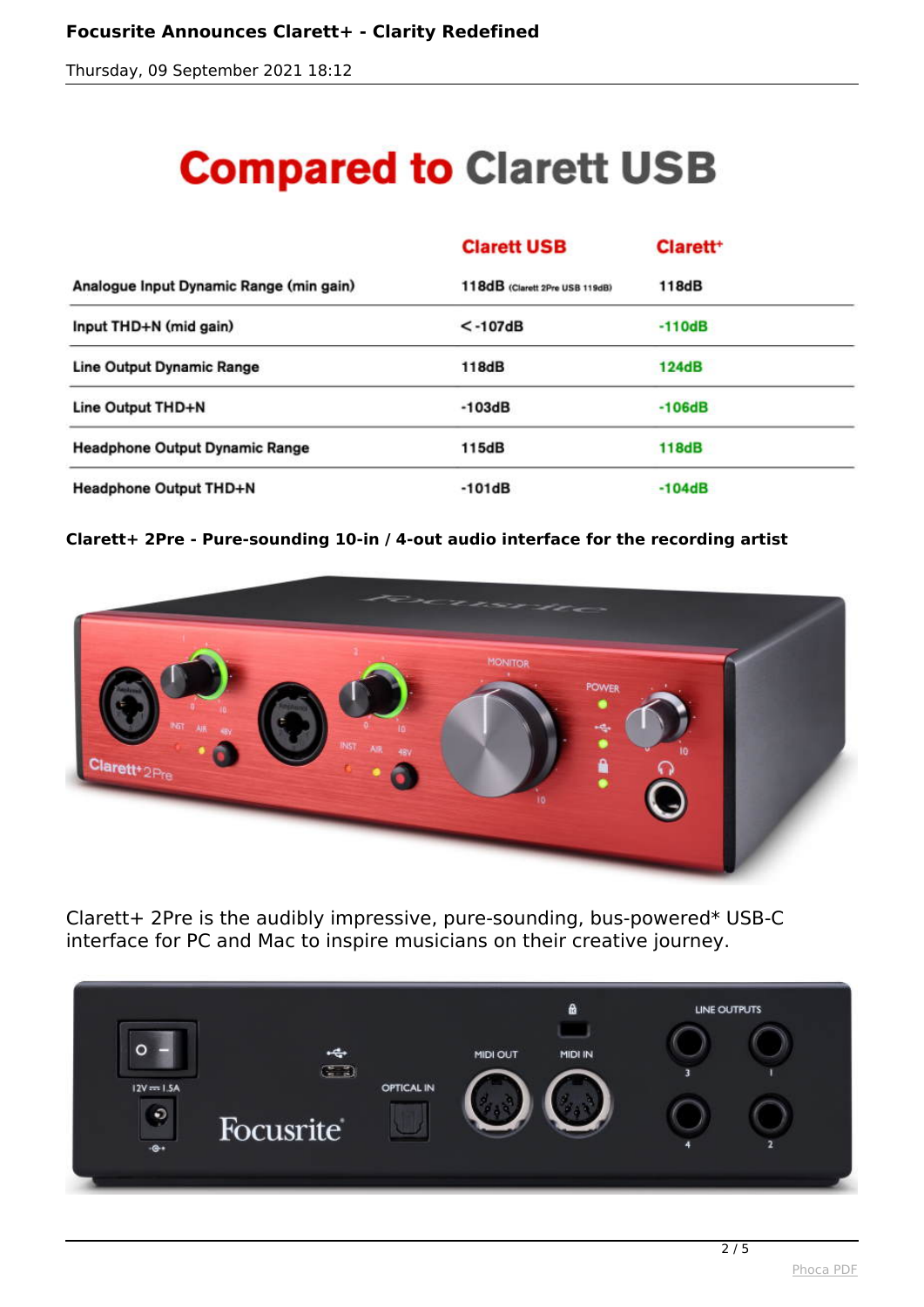# Compared to Clarett USB

| | Clarett USB | Clarett+ |
|---|---|---|
| Analogue Input Dynamic Range (min gain) | 118dB (Clarett 2Pre USB 119dB) | 118dB |
| Input THD+N (mid gain) | <-107dB | -110dB |
| Line Output Dynamic Range | 118dB | 124dB |
| Line Output THD+N | -103dB | -106dB |
| Headphone Output Dynamic Range | 115dB | 118dB |
| Headphone Output THD+N | -101dB | -104dB |

**Clarett+ 2Pre - Pure-sounding 10-in / 4-out audio interface for the recording artist**

Clarett+ 2Pre is the audibly impressive, pure-sounding, bus-powered* USB-C interface for PC and Mac to inspire musicians on their creative journey.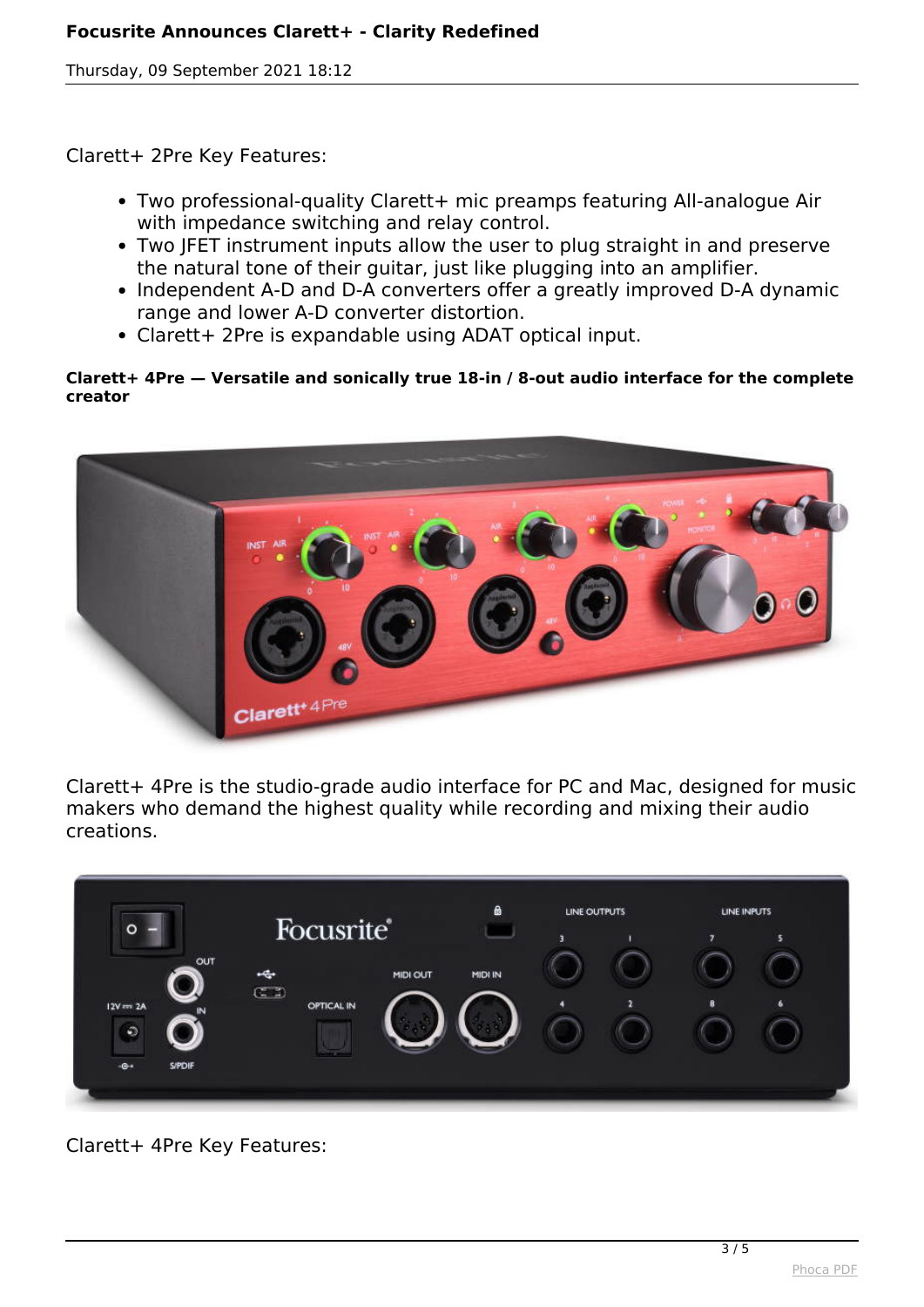Clarett+ 2Pre Key Features:

- Two professional-quality Clarett+ mic preamps featuring All-analogue Air with impedance switching and relay control.
- Two JFET instrument inputs allow the user to plug straight in and preserve the natural tone of their guitar, just like plugging into an amplifier.
- Independent A-D and D-A converters offer a greatly improved D-A dynamic range and lower A-D converter distortion.
- Clarett+ 2Pre is expandable using ADAT optical input.

**Clarett+ 4Pre — Versatile and sonically true 18-in / 8-out audio interface for the complete creator**

Clarett+ 4Pre is the studio-grade audio interface for PC and Mac, designed for music makers who demand the highest quality while recording and mixing their audio creations.

Clarett+ 4Pre Key Features: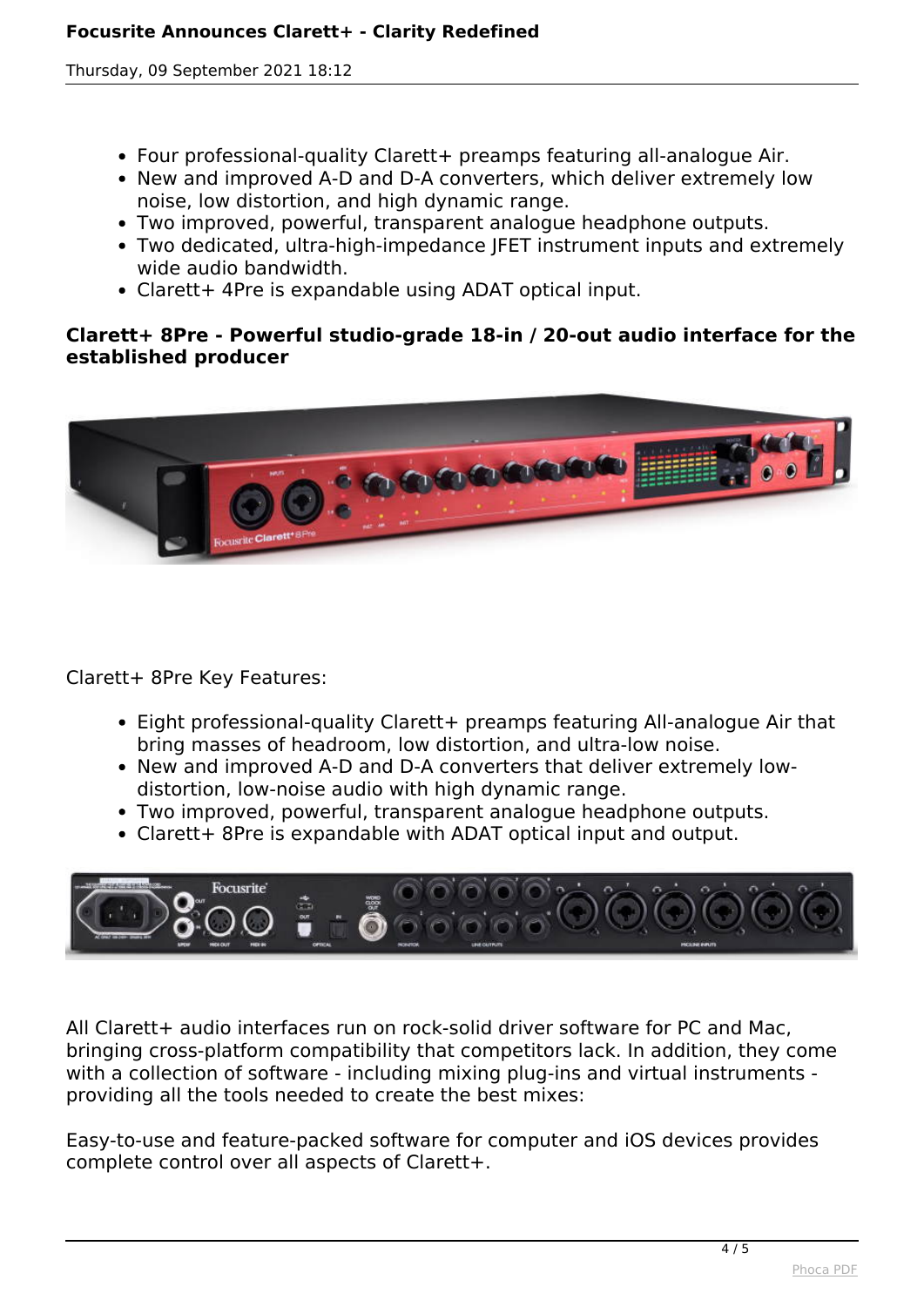- Four professional-quality Clarett+ preamps featuring all-analogue Air.
- New and improved A-D and D-A converters, which deliver extremely low noise, low distortion, and high dynamic range.
- Two improved, powerful, transparent analogue headphone outputs.
- Two dedicated, ultra-high-impedance JFET instrument inputs and extremely wide audio bandwidth.
- Clarett+ 4Pre is expandable using ADAT optical input.

**Clarett+ 8Pre - Powerful studio-grade 18-in / 20-out audio interface for the established producer**

Clarett+ 8Pre Key Features:

- Eight professional-quality Clarett+ preamps featuring All-analogue Air that bring masses of headroom, low distortion, and ultra-low noise.
- New and improved A-D and D-A converters that deliver extremely low-distortion, low-noise audio with high dynamic range.
- Two improved, powerful, transparent analogue headphone outputs.
- Clarett+ 8Pre is expandable with ADAT optical input and output.

All Clarett+ audio interfaces run on rock-solid driver software for PC and Mac, bringing cross-platform compatibility that competitors lack. In addition, they come with a collection of software - including mixing plug-ins and virtual instruments - providing all the tools needed to create the best mixes:

Easy-to-use and feature-packed software for computer and iOS devices provides complete control over all aspects of Clarett+.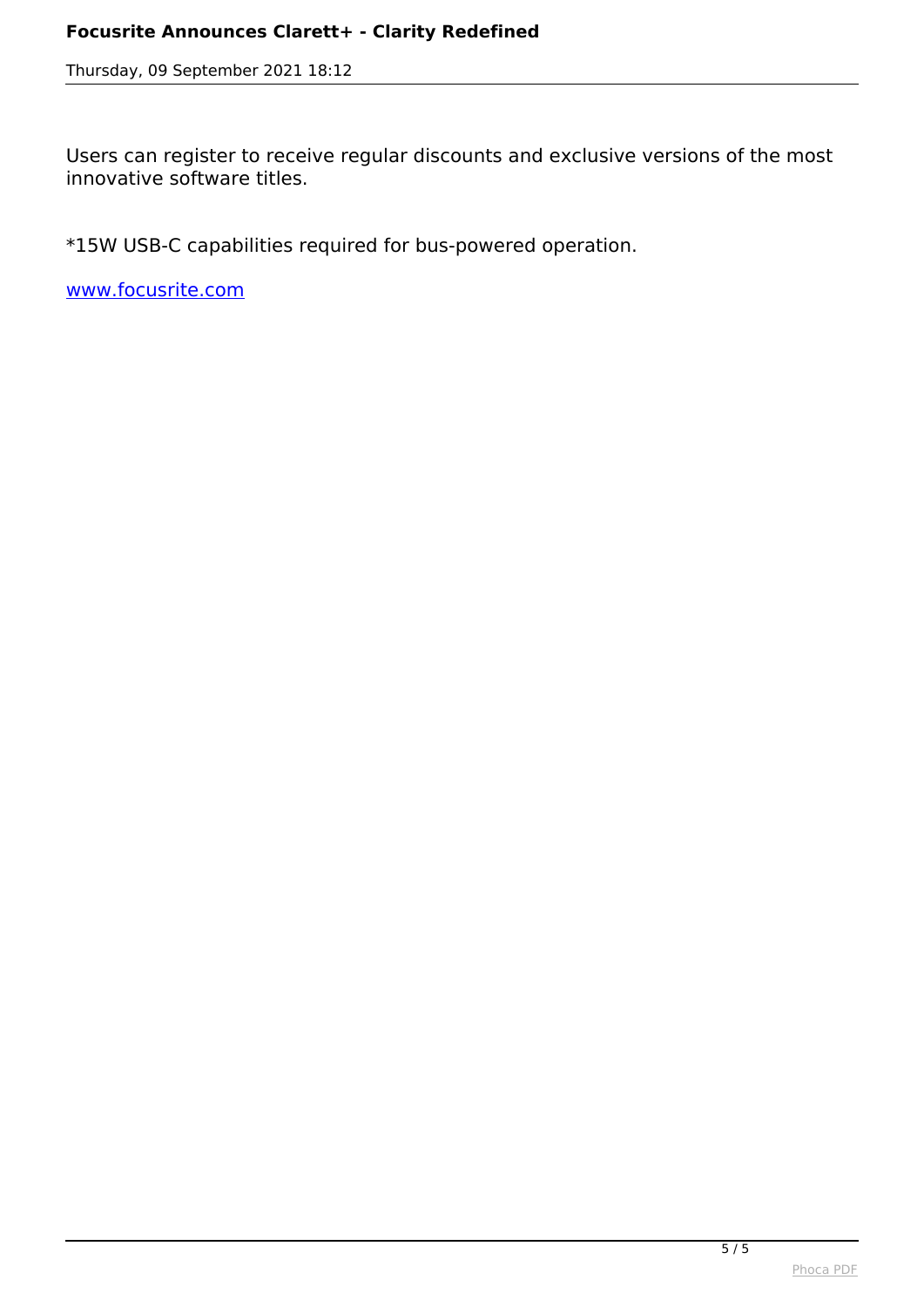Users can register to receive regular discounts and exclusive versions of the most innovative software titles.

*15W USB-C capabilities required for bus-powered operation.

[www.focusrite.com](http://www.focusrite.com)